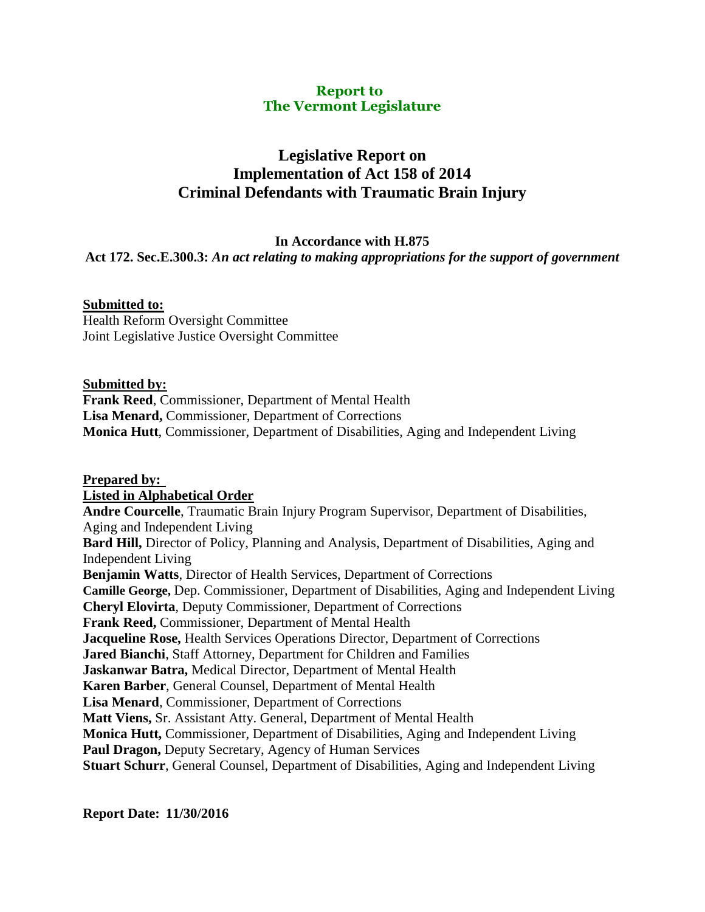**Report to**
**The Vermont Legislature**

# Legislative Report on Implementation of Act 158 of 2014 Criminal Defendants with Traumatic Brain Injury

**In Accordance with H.875**

**Act 172. Sec.E.300.3:** ***An act relating to making appropriations for the support of government***

**Submitted to:**
Health Reform Oversight Committee
Joint Legislative Justice Oversight Committee

**Submitted by:**
**Frank Reed**, Commissioner, Department of Mental Health
**Lisa Menard,** Commissioner, Department of Corrections
**Monica Hutt**, Commissioner, Department of Disabilities, Aging and Independent Living

**Prepared by:**
**Listed in Alphabetical Order**
**Andre Courcelle**, Traumatic Brain Injury Program Supervisor, Department of Disabilities, Aging and Independent Living
**Bard Hill,** Director of Policy, Planning and Analysis, Department of Disabilities, Aging and Independent Living
**Benjamin Watts**, Director of Health Services, Department of Corrections
**Camille George,** Dep. Commissioner, Department of Disabilities, Aging and Independent Living
**Cheryl Elovirta**, Deputy Commissioner, Department of Corrections
**Frank Reed,** Commissioner, Department of Mental Health
**Jacqueline Rose,** Health Services Operations Director, Department of Corrections
**Jared Bianchi**, Staff Attorney, Department for Children and Families
**Jaskanwar Batra,** Medical Director, Department of Mental Health
**Karen Barber**, General Counsel, Department of Mental Health
**Lisa Menard**, Commissioner, Department of Corrections
**Matt Viens,** Sr. Assistant Atty. General, Department of Mental Health
**Monica Hutt,** Commissioner, Department of Disabilities, Aging and Independent Living
**Paul Dragon,** Deputy Secretary, Agency of Human Services
**Stuart Schurr**, General Counsel, Department of Disabilities, Aging and Independent Living

**Report Date: 11/30/2016**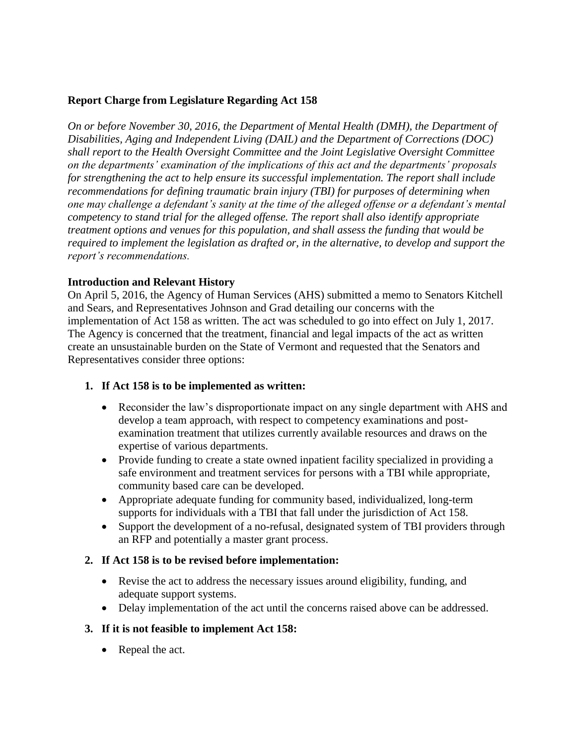**Report Charge from Legislature Regarding Act 158**

*On or before November 30, 2016, the Department of Mental Health (DMH), the Department of Disabilities, Aging and Independent Living (DAIL) and the Department of Corrections (DOC) shall report to the Health Oversight Committee and the Joint Legislative Oversight Committee on the departments' examination of the implications of this act and the departments' proposals for strengthening the act to help ensure its successful implementation. The report shall include recommendations for defining traumatic brain injury (TBI) for purposes of determining when one may challenge a defendant's sanity at the time of the alleged offense or a defendant's mental competency to stand trial for the alleged offense. The report shall also identify appropriate treatment options and venues for this population, and shall assess the funding that would be required to implement the legislation as drafted or, in the alternative, to develop and support the report's recommendations.*

**Introduction and Relevant History**

On April 5, 2016, the Agency of Human Services (AHS) submitted a memo to Senators Kitchell and Sears, and Representatives Johnson and Grad detailing our concerns with the implementation of Act 158 as written. The act was scheduled to go into effect on July 1, 2017. The Agency is concerned that the treatment, financial and legal impacts of the act as written create an unsustainable burden on the State of Vermont and requested that the Senators and Representatives consider three options:

1. **If Act 158 is to be implemented as written:**
   - Reconsider the law's disproportionate impact on any single department with AHS and develop a team approach, with respect to competency examinations and post-examination treatment that utilizes currently available resources and draws on the expertise of various departments.
   - Provide funding to create a state owned inpatient facility specialized in providing a safe environment and treatment services for persons with a TBI while appropriate, community based care can be developed.
   - Appropriate adequate funding for community based, individualized, long-term supports for individuals with a TBI that fall under the jurisdiction of Act 158.
   - Support the development of a no-refusal, designated system of TBI providers through an RFP and potentially a master grant process.

2. **If Act 158 is to be revised before implementation:**
   - Revise the act to address the necessary issues around eligibility, funding, and adequate support systems.
   - Delay implementation of the act until the concerns raised above can be addressed.

3. **If it is not feasible to implement Act 158:**
   - Repeal the act.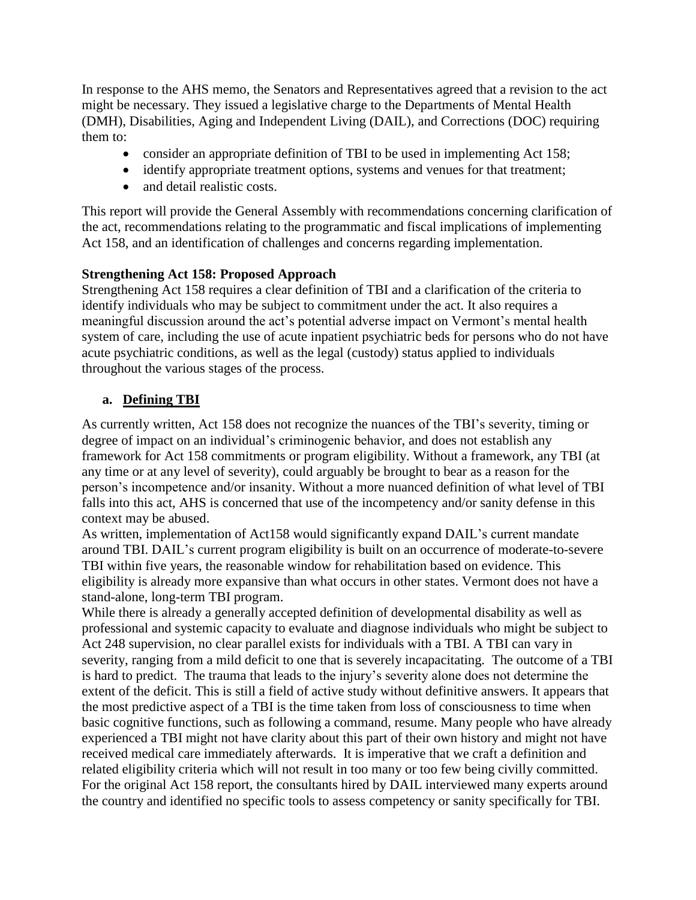In response to the AHS memo, the Senators and Representatives agreed that a revision to the act might be necessary. They issued a legislative charge to the Departments of Mental Health (DMH), Disabilities, Aging and Independent Living (DAIL), and Corrections (DOC) requiring them to:

- consider an appropriate definition of TBI to be used in implementing Act 158;
- identify appropriate treatment options, systems and venues for that treatment;
- and detail realistic costs.

This report will provide the General Assembly with recommendations concerning clarification of the act, recommendations relating to the programmatic and fiscal implications of implementing Act 158, and an identification of challenges and concerns regarding implementation.

**Strengthening Act 158: Proposed Approach**

Strengthening Act 158 requires a clear definition of TBI and a clarification of the criteria to identify individuals who may be subject to commitment under the act. It also requires a meaningful discussion around the act's potential adverse impact on Vermont's mental health system of care, including the use of acute inpatient psychiatric beds for persons who do not have acute psychiatric conditions, as well as the legal (custody) status applied to individuals throughout the various stages of the process.

### a. Defining TBI

As currently written, Act 158 does not recognize the nuances of the TBI's severity, timing or degree of impact on an individual's criminogenic behavior, and does not establish any framework for Act 158 commitments or program eligibility. Without a framework, any TBI (at any time or at any level of severity), could arguably be brought to bear as a reason for the person's incompetence and/or insanity. Without a more nuanced definition of what level of TBI falls into this act, AHS is concerned that use of the incompetency and/or sanity defense in this context may be abused.

As written, implementation of Act158 would significantly expand DAIL's current mandate around TBI. DAIL's current program eligibility is built on an occurrence of moderate-to-severe TBI within five years, the reasonable window for rehabilitation based on evidence. This eligibility is already more expansive than what occurs in other states. Vermont does not have a stand-alone, long-term TBI program.

While there is already a generally accepted definition of developmental disability as well as professional and systemic capacity to evaluate and diagnose individuals who might be subject to Act 248 supervision, no clear parallel exists for individuals with a TBI. A TBI can vary in severity, ranging from a mild deficit to one that is severely incapacitating. The outcome of a TBI is hard to predict. The trauma that leads to the injury's severity alone does not determine the extent of the deficit. This is still a field of active study without definitive answers. It appears that the most predictive aspect of a TBI is the time taken from loss of consciousness to time when basic cognitive functions, such as following a command, resume. Many people who have already experienced a TBI might not have clarity about this part of their own history and might not have received medical care immediately afterwards. It is imperative that we craft a definition and related eligibility criteria which will not result in too many or too few being civilly committed. For the original Act 158 report, the consultants hired by DAIL interviewed many experts around the country and identified no specific tools to assess competency or sanity specifically for TBI.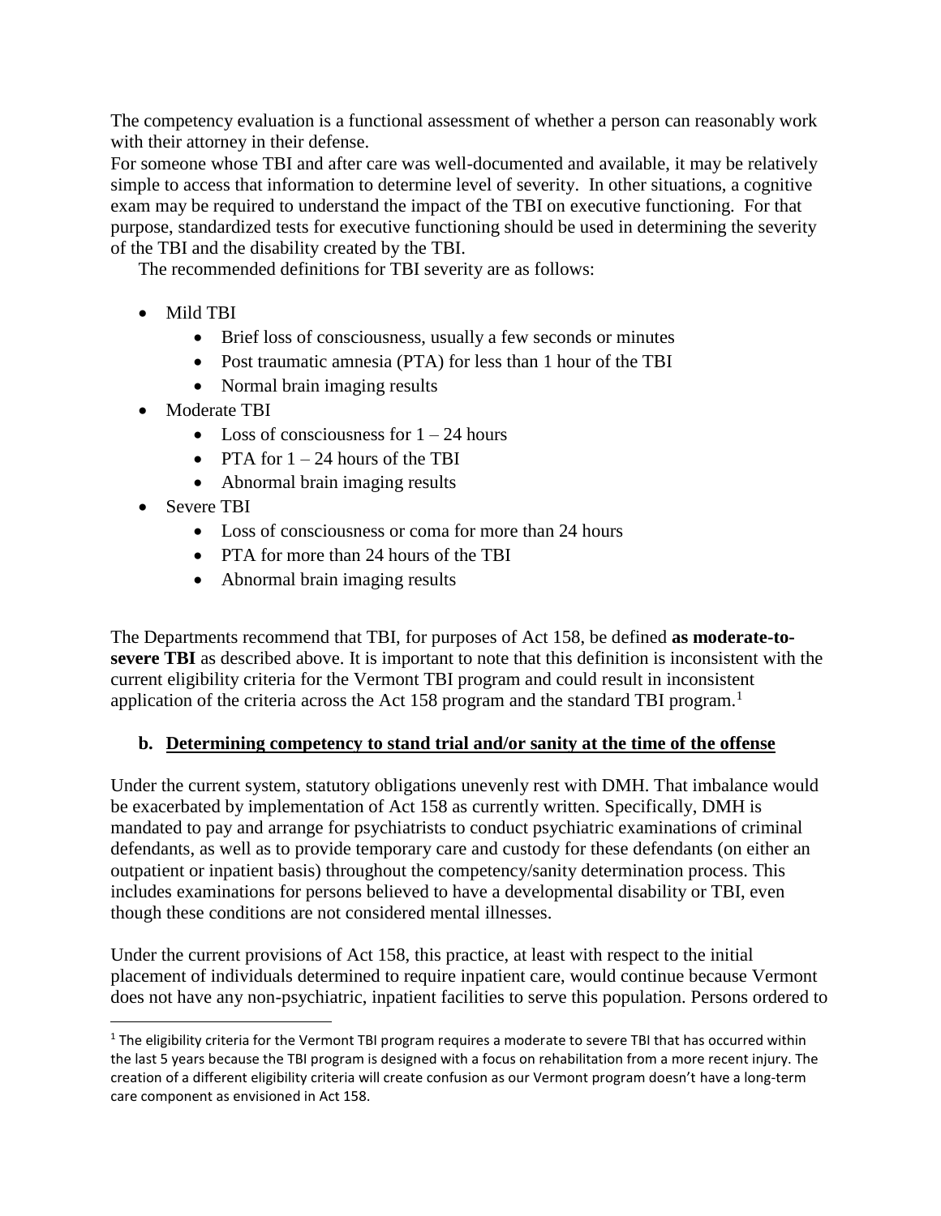The competency evaluation is a functional assessment of whether a person can reasonably work with their attorney in their defense.

For someone whose TBI and after care was well-documented and available, it may be relatively simple to access that information to determine level of severity. In other situations, a cognitive exam may be required to understand the impact of the TBI on executive functioning. For that purpose, standardized tests for executive functioning should be used in determining the severity of the TBI and the disability created by the TBI.

The recommended definitions for TBI severity are as follows:

- Mild TBI
  - Brief loss of consciousness, usually a few seconds or minutes
  - Post traumatic amnesia (PTA) for less than 1 hour of the TBI
  - Normal brain imaging results
- Moderate TBI
  - Loss of consciousness for 1 – 24 hours
  - PTA for 1 – 24 hours of the TBI
  - Abnormal brain imaging results
- Severe TBI
  - Loss of consciousness or coma for more than 24 hours
  - PTA for more than 24 hours of the TBI
  - Abnormal brain imaging results

The Departments recommend that TBI, for purposes of Act 158, be defined **as moderate-to-severe TBI** as described above. It is important to note that this definition is inconsistent with the current eligibility criteria for the Vermont TBI program and could result in inconsistent application of the criteria across the Act 158 program and the standard TBI program.[1]

### b. Determining competency to stand trial and/or sanity at the time of the offense

Under the current system, statutory obligations unevenly rest with DMH. That imbalance would be exacerbated by implementation of Act 158 as currently written. Specifically, DMH is mandated to pay and arrange for psychiatrists to conduct psychiatric examinations of criminal defendants, as well as to provide temporary care and custody for these defendants (on either an outpatient or inpatient basis) throughout the competency/sanity determination process. This includes examinations for persons believed to have a developmental disability or TBI, even though these conditions are not considered mental illnesses.

Under the current provisions of Act 158, this practice, at least with respect to the initial placement of individuals determined to require inpatient care, would continue because Vermont does not have any non-psychiatric, inpatient facilities to serve this population. Persons ordered to

[1] The eligibility criteria for the Vermont TBI program requires a moderate to severe TBI that has occurred within the last 5 years because the TBI program is designed with a focus on rehabilitation from a more recent injury. The creation of a different eligibility criteria will create confusion as our Vermont program doesn't have a long-term care component as envisioned in Act 158.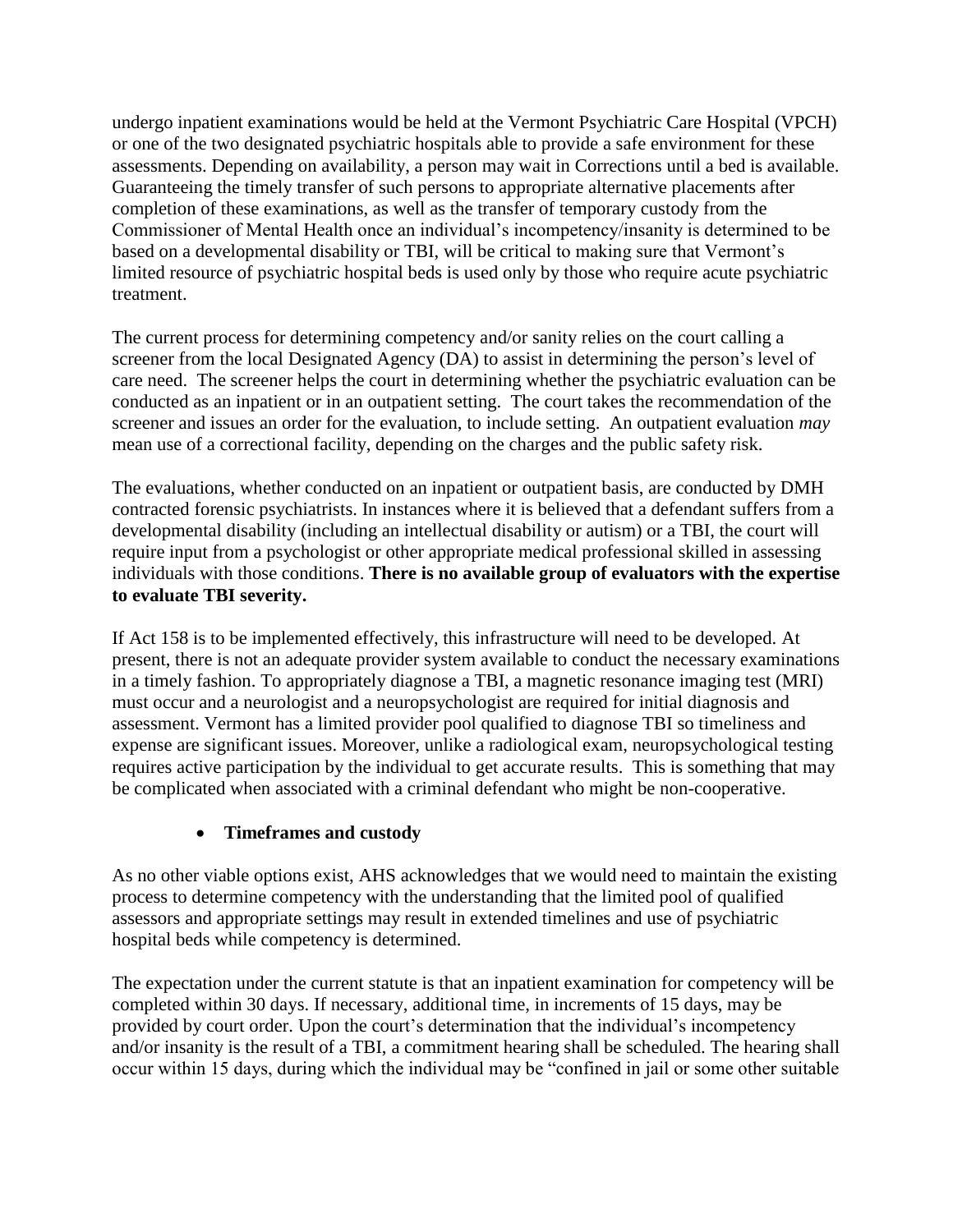undergo inpatient examinations would be held at the Vermont Psychiatric Care Hospital (VPCH) or one of the two designated psychiatric hospitals able to provide a safe environment for these assessments. Depending on availability, a person may wait in Corrections until a bed is available. Guaranteeing the timely transfer of such persons to appropriate alternative placements after completion of these examinations, as well as the transfer of temporary custody from the Commissioner of Mental Health once an individual's incompetency/insanity is determined to be based on a developmental disability or TBI, will be critical to making sure that Vermont's limited resource of psychiatric hospital beds is used only by those who require acute psychiatric treatment.

The current process for determining competency and/or sanity relies on the court calling a screener from the local Designated Agency (DA) to assist in determining the person's level of care need. The screener helps the court in determining whether the psychiatric evaluation can be conducted as an inpatient or in an outpatient setting. The court takes the recommendation of the screener and issues an order for the evaluation, to include setting. An outpatient evaluation *may* mean use of a correctional facility, depending on the charges and the public safety risk.

The evaluations, whether conducted on an inpatient or outpatient basis, are conducted by DMH contracted forensic psychiatrists. In instances where it is believed that a defendant suffers from a developmental disability (including an intellectual disability or autism) or a TBI, the court will require input from a psychologist or other appropriate medical professional skilled in assessing individuals with those conditions. **There is no available group of evaluators with the expertise to evaluate TBI severity.**

If Act 158 is to be implemented effectively, this infrastructure will need to be developed. At present, there is not an adequate provider system available to conduct the necessary examinations in a timely fashion. To appropriately diagnose a TBI, a magnetic resonance imaging test (MRI) must occur and a neurologist and a neuropsychologist are required for initial diagnosis and assessment. Vermont has a limited provider pool qualified to diagnose TBI so timeliness and expense are significant issues. Moreover, unlike a radiological exam, neuropsychological testing requires active participation by the individual to get accurate results. This is something that may be complicated when associated with a criminal defendant who might be non-cooperative.

- **Timeframes and custody**

As no other viable options exist, AHS acknowledges that we would need to maintain the existing process to determine competency with the understanding that the limited pool of qualified assessors and appropriate settings may result in extended timelines and use of psychiatric hospital beds while competency is determined.

The expectation under the current statute is that an inpatient examination for competency will be completed within 30 days. If necessary, additional time, in increments of 15 days, may be provided by court order. Upon the court's determination that the individual's incompetency and/or insanity is the result of a TBI, a commitment hearing shall be scheduled. The hearing shall occur within 15 days, during which the individual may be "confined in jail or some other suitable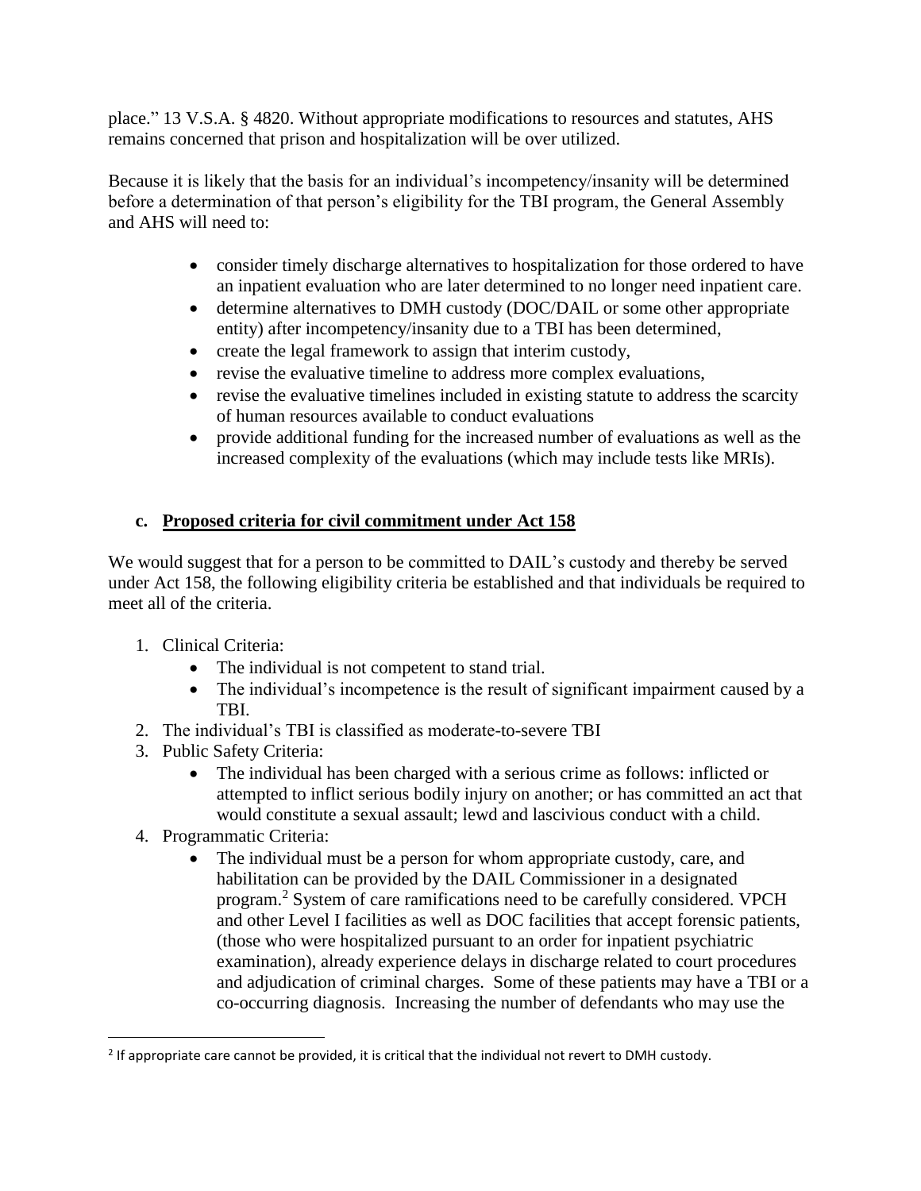place." 13 V.S.A. § 4820. Without appropriate modifications to resources and statutes, AHS remains concerned that prison and hospitalization will be over utilized.

Because it is likely that the basis for an individual's incompetency/insanity will be determined before a determination of that person's eligibility for the TBI program, the General Assembly and AHS will need to:

- consider timely discharge alternatives to hospitalization for those ordered to have an inpatient evaluation who are later determined to no longer need inpatient care.
- determine alternatives to DMH custody (DOC/DAIL or some other appropriate entity) after incompetency/insanity due to a TBI has been determined,
- create the legal framework to assign that interim custody,
- revise the evaluative timeline to address more complex evaluations,
- revise the evaluative timelines included in existing statute to address the scarcity of human resources available to conduct evaluations
- provide additional funding for the increased number of evaluations as well as the increased complexity of the evaluations (which may include tests like MRIs).

### c. Proposed criteria for civil commitment under Act 158

We would suggest that for a person to be committed to DAIL's custody and thereby be served under Act 158, the following eligibility criteria be established and that individuals be required to meet all of the criteria.

1. Clinical Criteria:
   - The individual is not competent to stand trial.
   - The individual's incompetence is the result of significant impairment caused by a TBI.
2. The individual's TBI is classified as moderate-to-severe TBI
3. Public Safety Criteria:
   - The individual has been charged with a serious crime as follows: inflicted or attempted to inflict serious bodily injury on another; or has committed an act that would constitute a sexual assault; lewd and lascivious conduct with a child.
4. Programmatic Criteria:
   - The individual must be a person for whom appropriate custody, care, and habilitation can be provided by the DAIL Commissioner in a designated program.[2] System of care ramifications need to be carefully considered. VPCH and other Level I facilities as well as DOC facilities that accept forensic patients, (those who were hospitalized pursuant to an order for inpatient psychiatric examination), already experience delays in discharge related to court procedures and adjudication of criminal charges. Some of these patients may have a TBI or a co-occurring diagnosis. Increasing the number of defendants who may use the

[2] If appropriate care cannot be provided, it is critical that the individual not revert to DMH custody.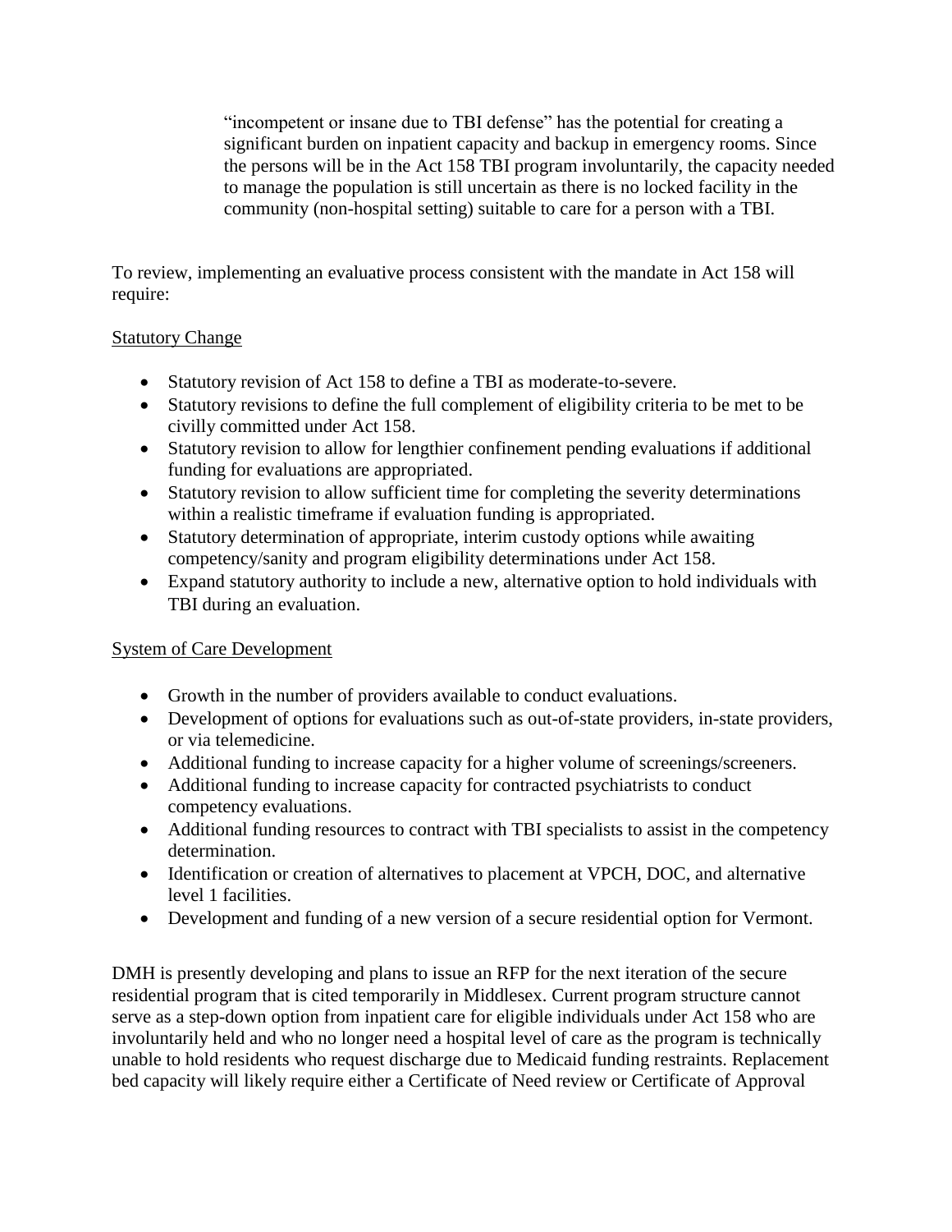"incompetent or insane due to TBI defense" has the potential for creating a significant burden on inpatient capacity and backup in emergency rooms. Since the persons will be in the Act 158 TBI program involuntarily, the capacity needed to manage the population is still uncertain as there is no locked facility in the community (non-hospital setting) suitable to care for a person with a TBI.

To review, implementing an evaluative process consistent with the mandate in Act 158 will require:

<u>Statutory Change</u>

- Statutory revision of Act 158 to define a TBI as moderate-to-severe.
- Statutory revisions to define the full complement of eligibility criteria to be met to be civilly committed under Act 158.
- Statutory revision to allow for lengthier confinement pending evaluations if additional funding for evaluations are appropriated.
- Statutory revision to allow sufficient time for completing the severity determinations within a realistic timeframe if evaluation funding is appropriated.
- Statutory determination of appropriate, interim custody options while awaiting competency/sanity and program eligibility determinations under Act 158.
- Expand statutory authority to include a new, alternative option to hold individuals with TBI during an evaluation.

<u>System of Care Development</u>

- Growth in the number of providers available to conduct evaluations.
- Development of options for evaluations such as out-of-state providers, in-state providers, or via telemedicine.
- Additional funding to increase capacity for a higher volume of screenings/screeners.
- Additional funding to increase capacity for contracted psychiatrists to conduct competency evaluations.
- Additional funding resources to contract with TBI specialists to assist in the competency determination.
- Identification or creation of alternatives to placement at VPCH, DOC, and alternative level 1 facilities.
- Development and funding of a new version of a secure residential option for Vermont.

DMH is presently developing and plans to issue an RFP for the next iteration of the secure residential program that is cited temporarily in Middlesex. Current program structure cannot serve as a step-down option from inpatient care for eligible individuals under Act 158 who are involuntarily held and who no longer need a hospital level of care as the program is technically unable to hold residents who request discharge due to Medicaid funding restraints. Replacement bed capacity will likely require either a Certificate of Need review or Certificate of Approval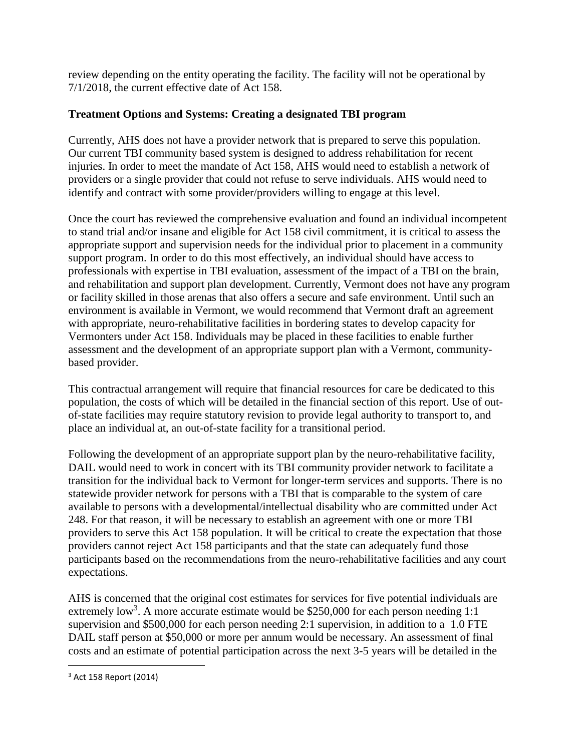review depending on the entity operating the facility. The facility will not be operational by 7/1/2018, the current effective date of Act 158.

**Treatment Options and Systems: Creating a designated TBI program**

Currently, AHS does not have a provider network that is prepared to serve this population. Our current TBI community based system is designed to address rehabilitation for recent injuries. In order to meet the mandate of Act 158, AHS would need to establish a network of providers or a single provider that could not refuse to serve individuals. AHS would need to identify and contract with some provider/providers willing to engage at this level.

Once the court has reviewed the comprehensive evaluation and found an individual incompetent to stand trial and/or insane and eligible for Act 158 civil commitment, it is critical to assess the appropriate support and supervision needs for the individual prior to placement in a community support program. In order to do this most effectively, an individual should have access to professionals with expertise in TBI evaluation, assessment of the impact of a TBI on the brain, and rehabilitation and support plan development. Currently, Vermont does not have any program or facility skilled in those arenas that also offers a secure and safe environment. Until such an environment is available in Vermont, we would recommend that Vermont draft an agreement with appropriate, neuro-rehabilitative facilities in bordering states to develop capacity for Vermonters under Act 158. Individuals may be placed in these facilities to enable further assessment and the development of an appropriate support plan with a Vermont, community-based provider.

This contractual arrangement will require that financial resources for care be dedicated to this population, the costs of which will be detailed in the financial section of this report. Use of out-of-state facilities may require statutory revision to provide legal authority to transport to, and place an individual at, an out-of-state facility for a transitional period.

Following the development of an appropriate support plan by the neuro-rehabilitative facility, DAIL would need to work in concert with its TBI community provider network to facilitate a transition for the individual back to Vermont for longer-term services and supports. There is no statewide provider network for persons with a TBI that is comparable to the system of care available to persons with a developmental/intellectual disability who are committed under Act 248. For that reason, it will be necessary to establish an agreement with one or more TBI providers to serve this Act 158 population. It will be critical to create the expectation that those providers cannot reject Act 158 participants and that the state can adequately fund those participants based on the recommendations from the neuro-rehabilitative facilities and any court expectations.

AHS is concerned that the original cost estimates for services for five potential individuals are extremely low[3]. A more accurate estimate would be $250,000 for each person needing 1:1 supervision and $500,000 for each person needing 2:1 supervision, in addition to a 1.0 FTE DAIL staff person at $50,000 or more per annum would be necessary. An assessment of final costs and an estimate of potential participation across the next 3-5 years will be detailed in the

[3] Act 158 Report (2014)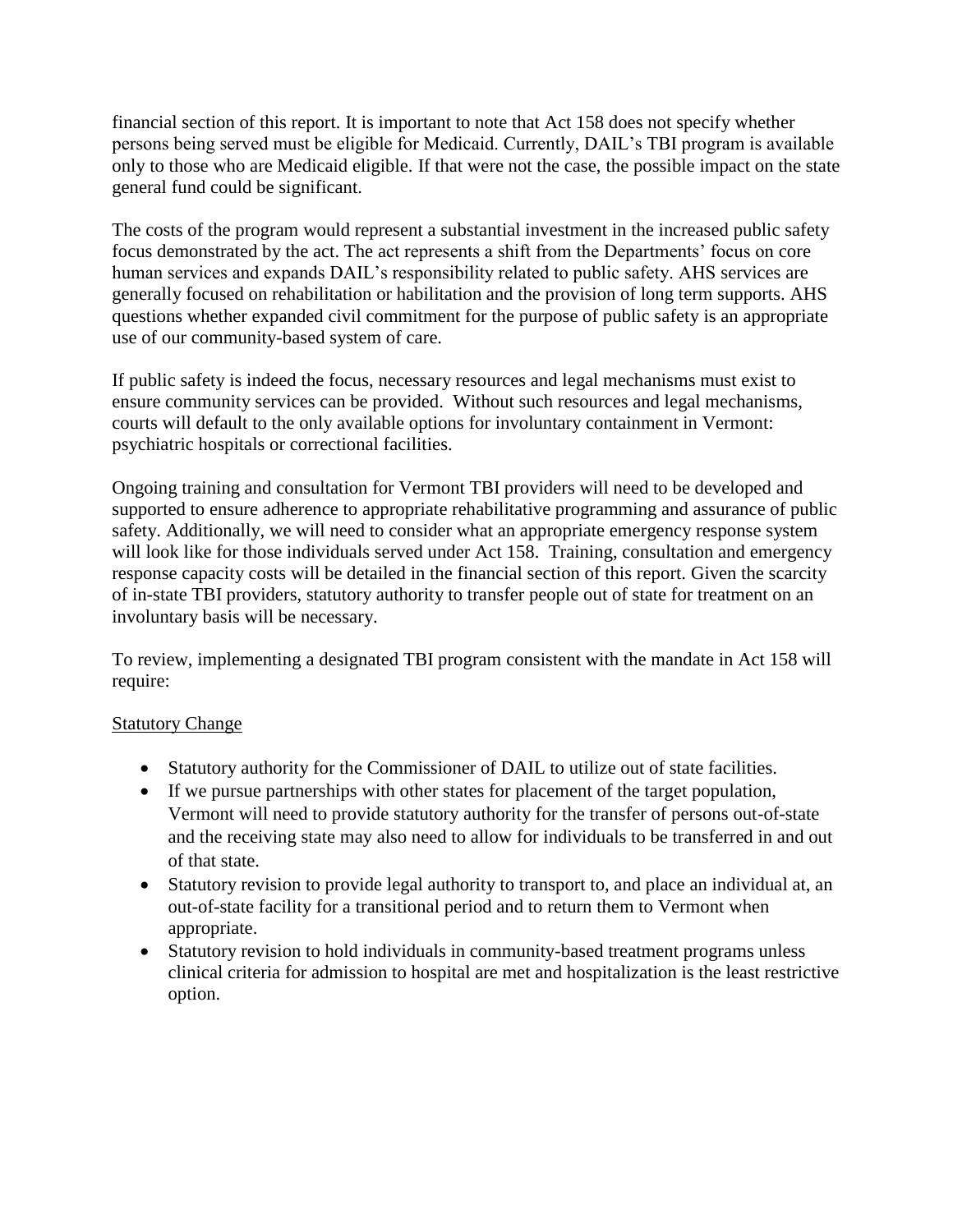financial section of this report. It is important to note that Act 158 does not specify whether persons being served must be eligible for Medicaid. Currently, DAIL's TBI program is available only to those who are Medicaid eligible. If that were not the case, the possible impact on the state general fund could be significant.

The costs of the program would represent a substantial investment in the increased public safety focus demonstrated by the act. The act represents a shift from the Departments' focus on core human services and expands DAIL's responsibility related to public safety. AHS services are generally focused on rehabilitation or habilitation and the provision of long term supports. AHS questions whether expanded civil commitment for the purpose of public safety is an appropriate use of our community-based system of care.

If public safety is indeed the focus, necessary resources and legal mechanisms must exist to ensure community services can be provided. Without such resources and legal mechanisms, courts will default to the only available options for involuntary containment in Vermont: psychiatric hospitals or correctional facilities.

Ongoing training and consultation for Vermont TBI providers will need to be developed and supported to ensure adherence to appropriate rehabilitative programming and assurance of public safety. Additionally, we will need to consider what an appropriate emergency response system will look like for those individuals served under Act 158. Training, consultation and emergency response capacity costs will be detailed in the financial section of this report. Given the scarcity of in-state TBI providers, statutory authority to transfer people out of state for treatment on an involuntary basis will be necessary.

To review, implementing a designated TBI program consistent with the mandate in Act 158 will require:

<u>Statutory Change</u>

- Statutory authority for the Commissioner of DAIL to utilize out of state facilities.
- If we pursue partnerships with other states for placement of the target population, Vermont will need to provide statutory authority for the transfer of persons out-of-state and the receiving state may also need to allow for individuals to be transferred in and out of that state.
- Statutory revision to provide legal authority to transport to, and place an individual at, an out-of-state facility for a transitional period and to return them to Vermont when appropriate.
- Statutory revision to hold individuals in community-based treatment programs unless clinical criteria for admission to hospital are met and hospitalization is the least restrictive option.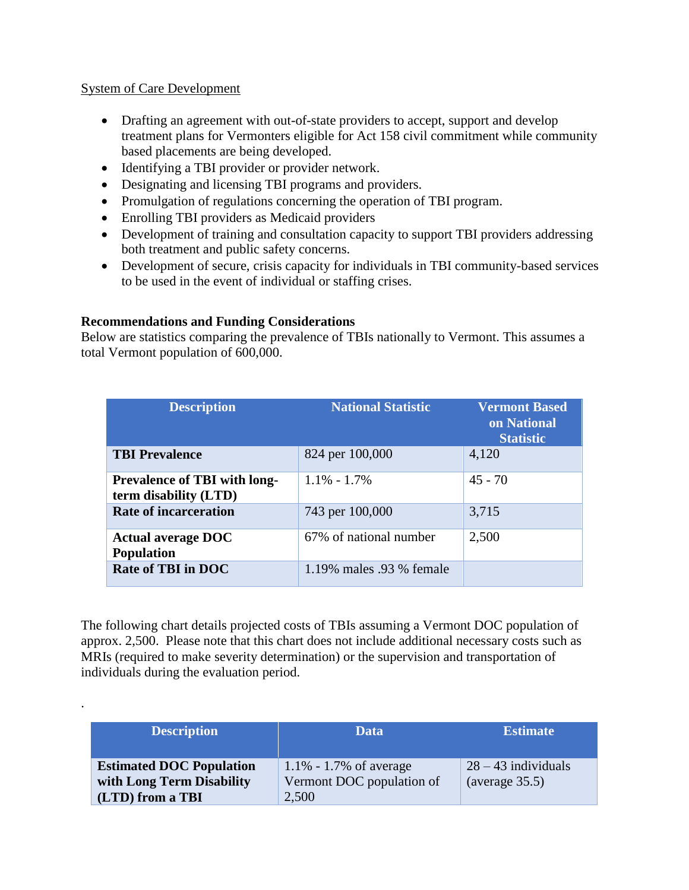System of Care Development

- Drafting an agreement with out-of-state providers to accept, support and develop treatment plans for Vermonters eligible for Act 158 civil commitment while community based placements are being developed.
- Identifying a TBI provider or provider network.
- Designating and licensing TBI programs and providers.
- Promulgation of regulations concerning the operation of TBI program.
- Enrolling TBI providers as Medicaid providers
- Development of training and consultation capacity to support TBI providers addressing both treatment and public safety concerns.
- Development of secure, crisis capacity for individuals in TBI community-based services to be used in the event of individual or staffing crises.

**Recommendations and Funding Considerations**

Below are statistics comparing the prevalence of TBIs nationally to Vermont. This assumes a total Vermont population of 600,000.

| Description | National Statistic | Vermont Based on National Statistic |
|---|---|---|
| **TBI Prevalence** | 824 per 100,000 | 4,120 |
| **Prevalence of TBI with long-term disability (LTD)** | 1.1% - 1.7% | 45 - 70 |
| **Rate of incarceration** | 743 per 100,000 | 3,715 |
| **Actual average DOC Population** | 67% of national number | 2,500 |
| **Rate of TBI in DOC** | 1.19% males .93 % female | |

The following chart details projected costs of TBIs assuming a Vermont DOC population of approx. 2,500. Please note that this chart does not include additional necessary costs such as MRIs (required to make severity determination) or the supervision and transportation of individuals during the evaluation period.

.

| Description | Data | Estimate |
|---|---|---|
| **Estimated DOC Population with Long Term Disability (LTD) from a TBI** | 1.1% - 1.7% of average Vermont DOC population of 2,500 | 28 – 43 individuals (average 35.5) |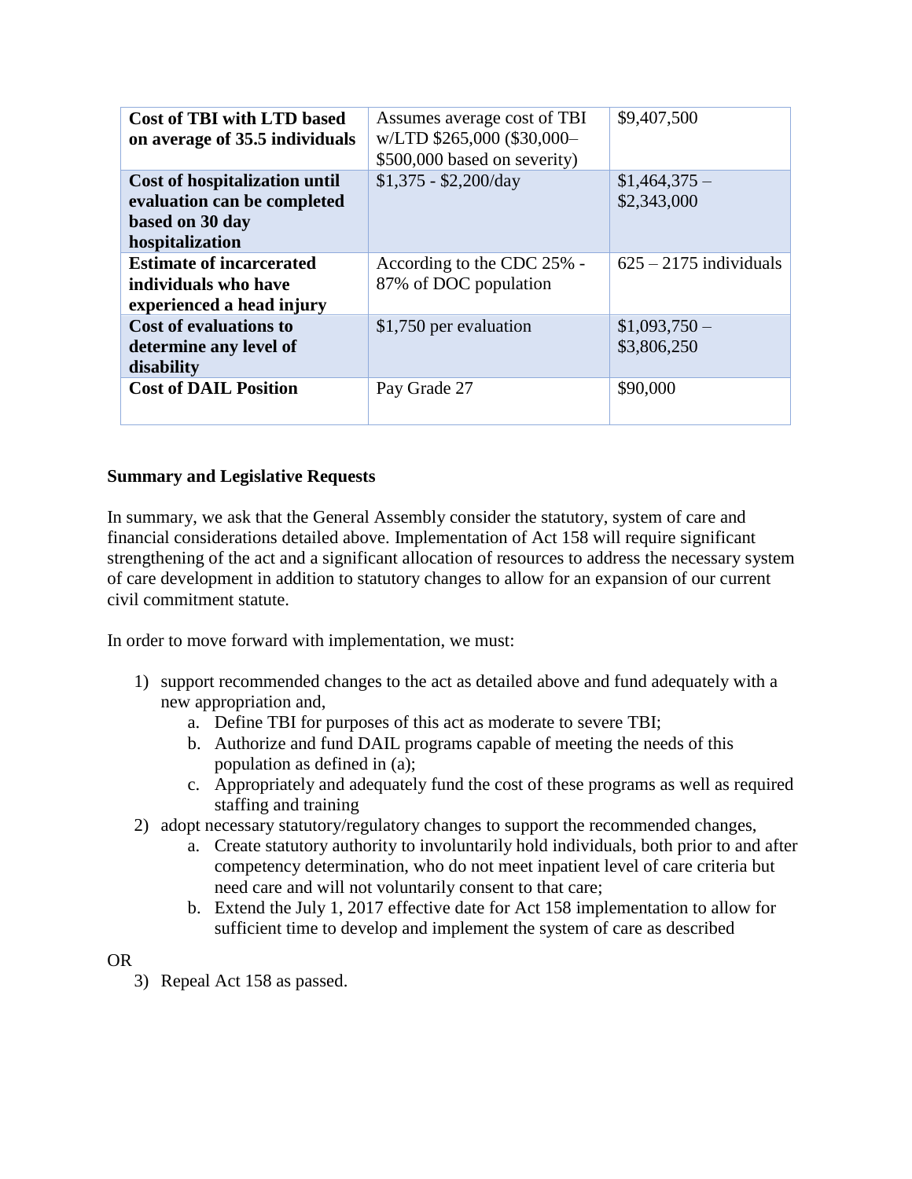| | | |
|---|---|---|
| **Cost of TBI with LTD based on average of 35.5 individuals** | Assumes average cost of TBI w/LTD $265,000 ($30,000–$500,000 based on severity) | $9,407,500 |
| **Cost of hospitalization until evaluation can be completed based on 30 day hospitalization** | $1,375 - $2,200/day | $1,464,375 – $2,343,000 |
| **Estimate of incarcerated individuals who have experienced a head injury** | According to the CDC 25% - 87% of DOC population | 625 – 2175 individuals |
| **Cost of evaluations to determine any level of disability** | $1,750 per evaluation | $1,093,750 – $3,806,250 |
| **Cost of DAIL Position** | Pay Grade 27 | $90,000 |

**Summary and Legislative Requests**

In summary, we ask that the General Assembly consider the statutory, system of care and financial considerations detailed above. Implementation of Act 158 will require significant strengthening of the act and a significant allocation of resources to address the necessary system of care development in addition to statutory changes to allow for an expansion of our current civil commitment statute.

In order to move forward with implementation, we must:

1) support recommended changes to the act as detailed above and fund adequately with a new appropriation and,
    a. Define TBI for purposes of this act as moderate to severe TBI;
    b. Authorize and fund DAIL programs capable of meeting the needs of this population as defined in (a);
    c. Appropriately and adequately fund the cost of these programs as well as required staffing and training
2) adopt necessary statutory/regulatory changes to support the recommended changes,
    a. Create statutory authority to involuntarily hold individuals, both prior to and after competency determination, who do not meet inpatient level of care criteria but need care and will not voluntarily consent to that care;
    b. Extend the July 1, 2017 effective date for Act 158 implementation to allow for sufficient time to develop and implement the system of care as described

OR

3) Repeal Act 158 as passed.